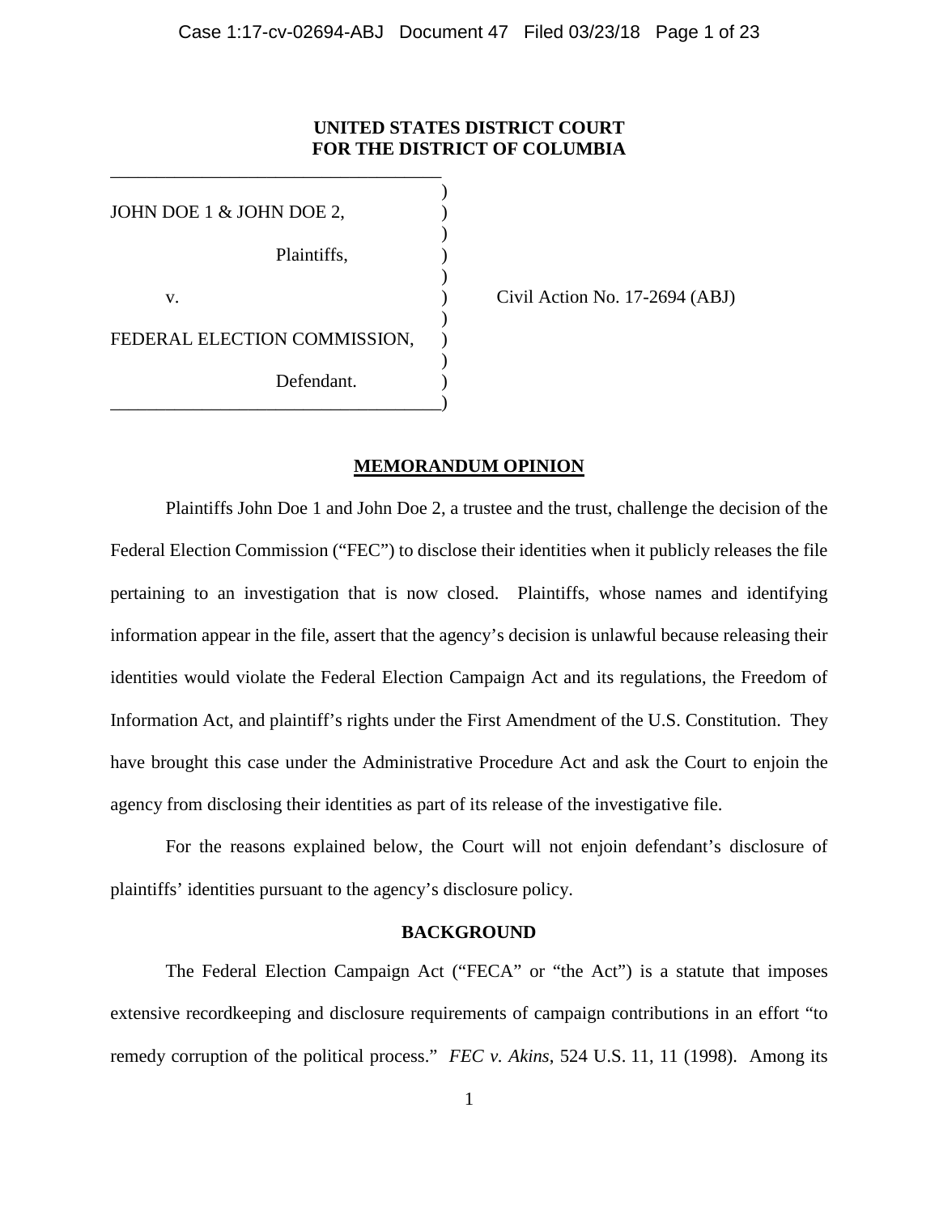**UNITED STATES DISTRICT COURT**
**FOR THE DISTRICT OF COLUMBIA**

JOHN DOE 1 & JOHN DOE 2,

Plaintiffs,

v.

FEDERAL ELECTION COMMISSION,

Defendant.

Civil Action No. 17-2694 (ABJ)

## MEMORANDUM OPINION

Plaintiffs John Doe 1 and John Doe 2, a trustee and the trust, challenge the decision of the Federal Election Commission ("FEC") to disclose their identities when it publicly releases the file pertaining to an investigation that is now closed. Plaintiffs, whose names and identifying information appear in the file, assert that the agency's decision is unlawful because releasing their identities would violate the Federal Election Campaign Act and its regulations, the Freedom of Information Act, and plaintiff's rights under the First Amendment of the U.S. Constitution. They have brought this case under the Administrative Procedure Act and ask the Court to enjoin the agency from disclosing their identities as part of its release of the investigative file.

For the reasons explained below, the Court will not enjoin defendant's disclosure of plaintiffs' identities pursuant to the agency's disclosure policy.

## BACKGROUND

The Federal Election Campaign Act ("FECA" or "the Act") is a statute that imposes extensive recordkeeping and disclosure requirements of campaign contributions in an effort "to remedy corruption of the political process." *FEC v. Akins*, 524 U.S. 11, 11 (1998). Among its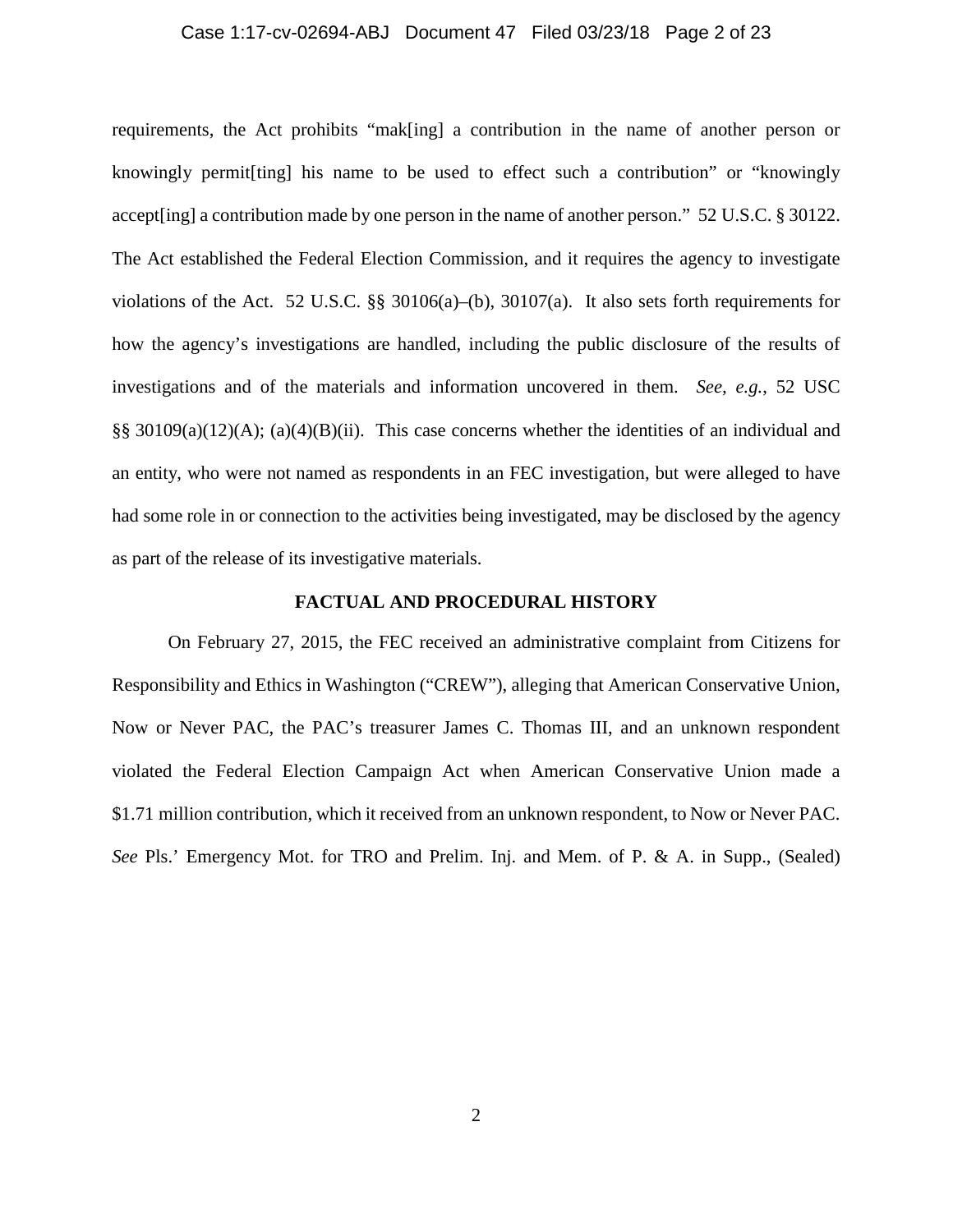requirements, the Act prohibits "mak[ing] a contribution in the name of another person or knowingly permit[ting] his name to be used to effect such a contribution" or "knowingly accept[ing] a contribution made by one person in the name of another person." 52 U.S.C. § 30122. The Act established the Federal Election Commission, and it requires the agency to investigate violations of the Act. 52 U.S.C. §§ 30106(a)–(b), 30107(a). It also sets forth requirements for how the agency's investigations are handled, including the public disclosure of the results of investigations and of the materials and information uncovered in them. *See, e.g.*, 52 USC §§ 30109(a)(12)(A); (a)(4)(B)(ii). This case concerns whether the identities of an individual and an entity, who were not named as respondents in an FEC investigation, but were alleged to have had some role in or connection to the activities being investigated, may be disclosed by the agency as part of the release of its investigative materials.

## FACTUAL AND PROCEDURAL HISTORY

On February 27, 2015, the FEC received an administrative complaint from Citizens for Responsibility and Ethics in Washington ("CREW"), alleging that American Conservative Union, Now or Never PAC, the PAC's treasurer James C. Thomas III, and an unknown respondent violated the Federal Election Campaign Act when American Conservative Union made a $1.71 million contribution, which it received from an unknown respondent, to Now or Never PAC. *See* Pls.' Emergency Mot. for TRO and Prelim. Inj. and Mem. of P. & A. in Supp., (Sealed)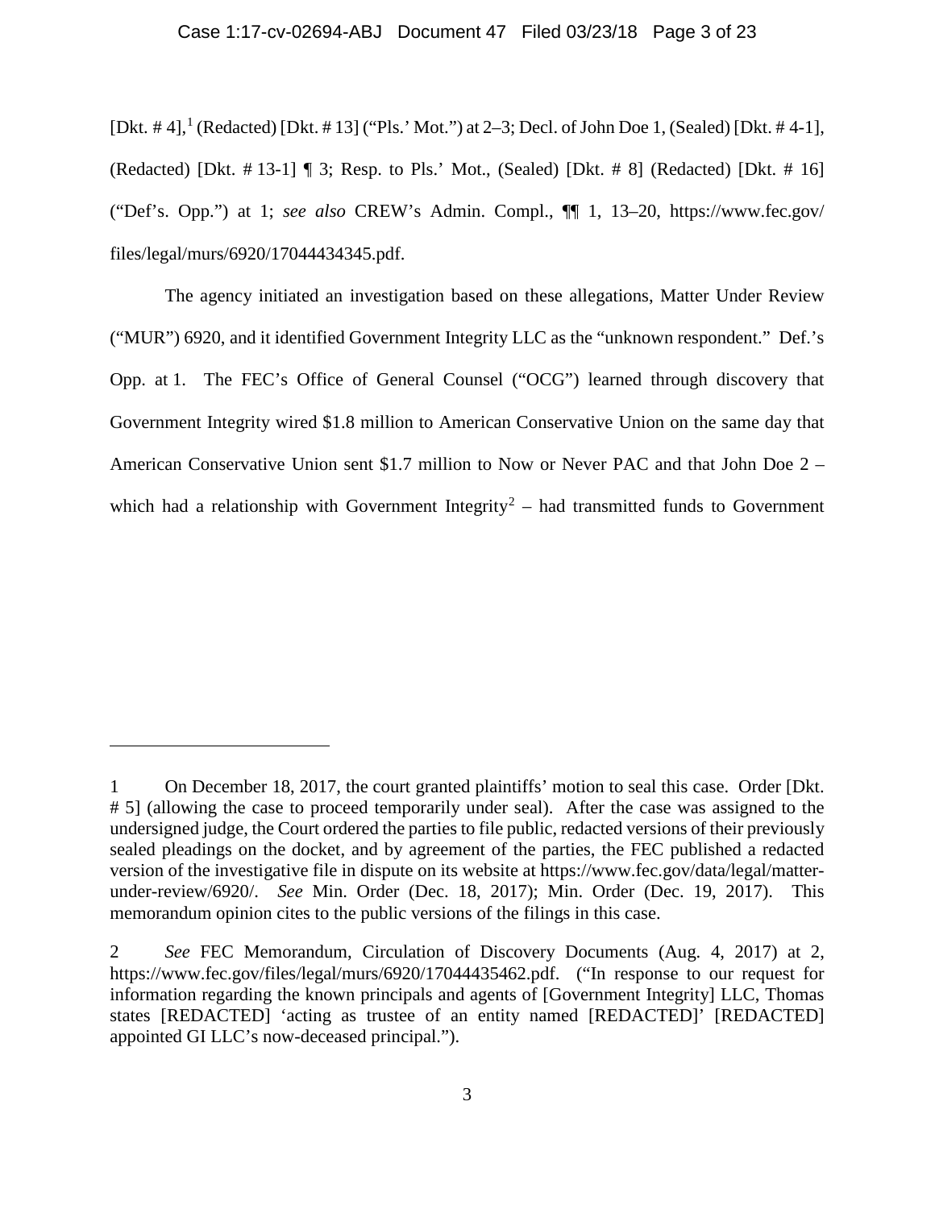[Dkt. # 4],[1] (Redacted) [Dkt. # 13] ("Pls.' Mot.") at 2–3; Decl. of John Doe 1, (Sealed) [Dkt. # 4-1], (Redacted) [Dkt. # 13-1] ¶ 3; Resp. to Pls.' Mot., (Sealed) [Dkt. # 8] (Redacted) [Dkt. # 16] ("Def's. Opp.") at 1; *see also* CREW's Admin. Compl., ¶¶ 1, 13–20, https://www.fec.gov/files/legal/murs/6920/17044434345.pdf.

The agency initiated an investigation based on these allegations, Matter Under Review ("MUR") 6920, and it identified Government Integrity LLC as the "unknown respondent." Def.'s Opp. at 1. The FEC's Office of General Counsel ("OCG") learned through discovery that Government Integrity wired $1.8 million to American Conservative Union on the same day that American Conservative Union sent $1.7 million to Now or Never PAC and that John Doe 2 – which had a relationship with Government Integrity[2] – had transmitted funds to Government

---

1 On December 18, 2017, the court granted plaintiffs' motion to seal this case. Order [Dkt. # 5] (allowing the case to proceed temporarily under seal). After the case was assigned to the undersigned judge, the Court ordered the parties to file public, redacted versions of their previously sealed pleadings on the docket, and by agreement of the parties, the FEC published a redacted version of the investigative file in dispute on its website at https://www.fec.gov/data/legal/matter-under-review/6920/. *See* Min. Order (Dec. 18, 2017); Min. Order (Dec. 19, 2017). This memorandum opinion cites to the public versions of the filings in this case.

2 *See* FEC Memorandum, Circulation of Discovery Documents (Aug. 4, 2017) at 2, https://www.fec.gov/files/legal/murs/6920/17044435462.pdf. ("In response to our request for information regarding the known principals and agents of [Government Integrity] LLC, Thomas states [REDACTED] 'acting as trustee of an entity named [REDACTED]' [REDACTED] appointed GI LLC's now-deceased principal.").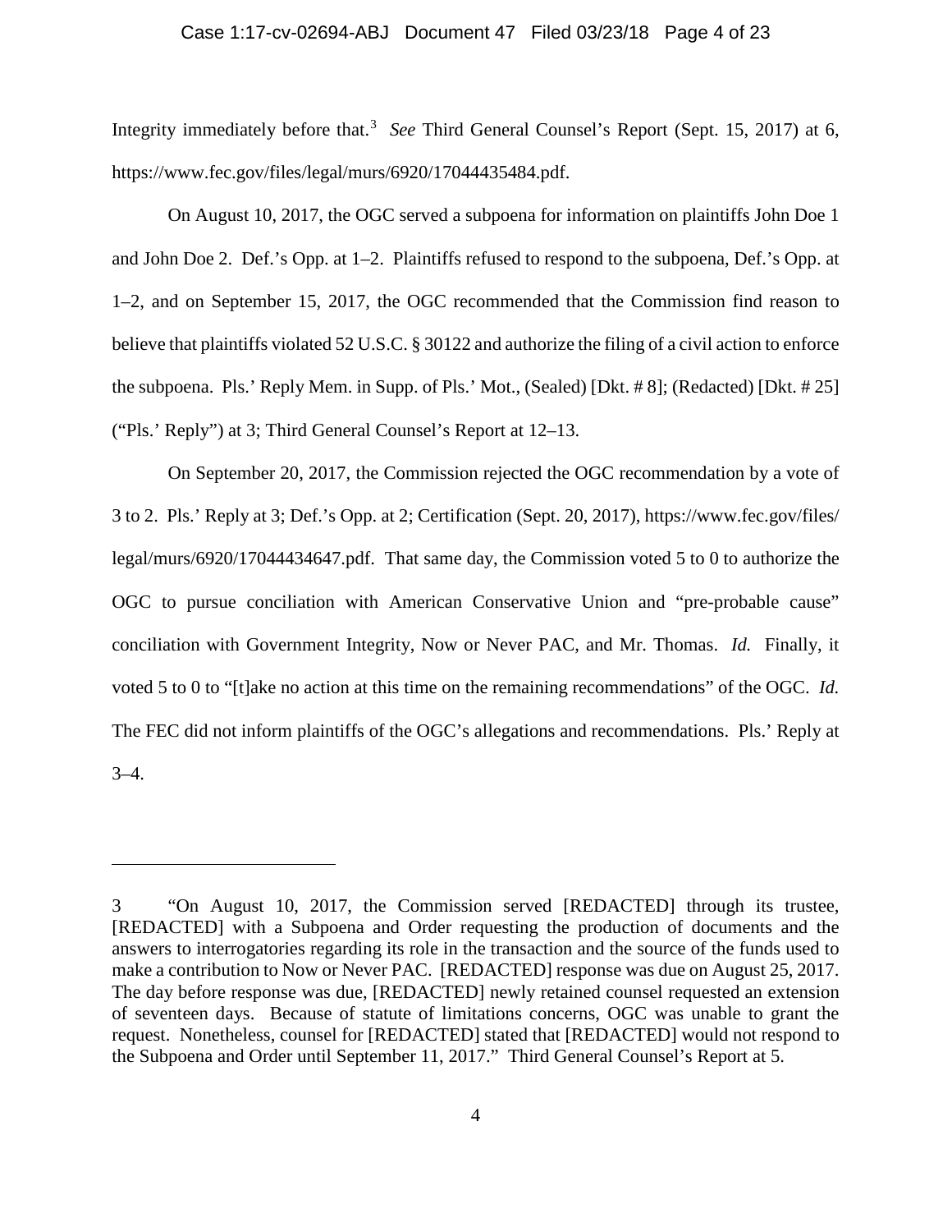Integrity immediately before that.[3] *See* Third General Counsel's Report (Sept. 15, 2017) at 6, https://www.fec.gov/files/legal/murs/6920/17044435484.pdf.

On August 10, 2017, the OGC served a subpoena for information on plaintiffs John Doe 1 and John Doe 2. Def.'s Opp. at 1–2. Plaintiffs refused to respond to the subpoena, Def.'s Opp. at 1–2, and on September 15, 2017, the OGC recommended that the Commission find reason to believe that plaintiffs violated 52 U.S.C. § 30122 and authorize the filing of a civil action to enforce the subpoena. Pls.' Reply Mem. in Supp. of Pls.' Mot., (Sealed) [Dkt. # 8]; (Redacted) [Dkt. # 25] ("Pls.' Reply") at 3; Third General Counsel's Report at 12–13.

On September 20, 2017, the Commission rejected the OGC recommendation by a vote of 3 to 2. Pls.' Reply at 3; Def.'s Opp. at 2; Certification (Sept. 20, 2017), https://www.fec.gov/files/legal/murs/6920/17044434647.pdf. That same day, the Commission voted 5 to 0 to authorize the OGC to pursue conciliation with American Conservative Union and "pre-probable cause" conciliation with Government Integrity, Now or Never PAC, and Mr. Thomas. *Id.* Finally, it voted 5 to 0 to "[t]ake no action at this time on the remaining recommendations" of the OGC. *Id.* The FEC did not inform plaintiffs of the OGC's allegations and recommendations. Pls.' Reply at 3–4.

---

[3] "On August 10, 2017, the Commission served [REDACTED] through its trustee, [REDACTED] with a Subpoena and Order requesting the production of documents and the answers to interrogatories regarding its role in the transaction and the source of the funds used to make a contribution to Now or Never PAC. [REDACTED] response was due on August 25, 2017. The day before response was due, [REDACTED] newly retained counsel requested an extension of seventeen days. Because of statute of limitations concerns, OGC was unable to grant the request. Nonetheless, counsel for [REDACTED] stated that [REDACTED] would not respond to the Subpoena and Order until September 11, 2017." Third General Counsel's Report at 5.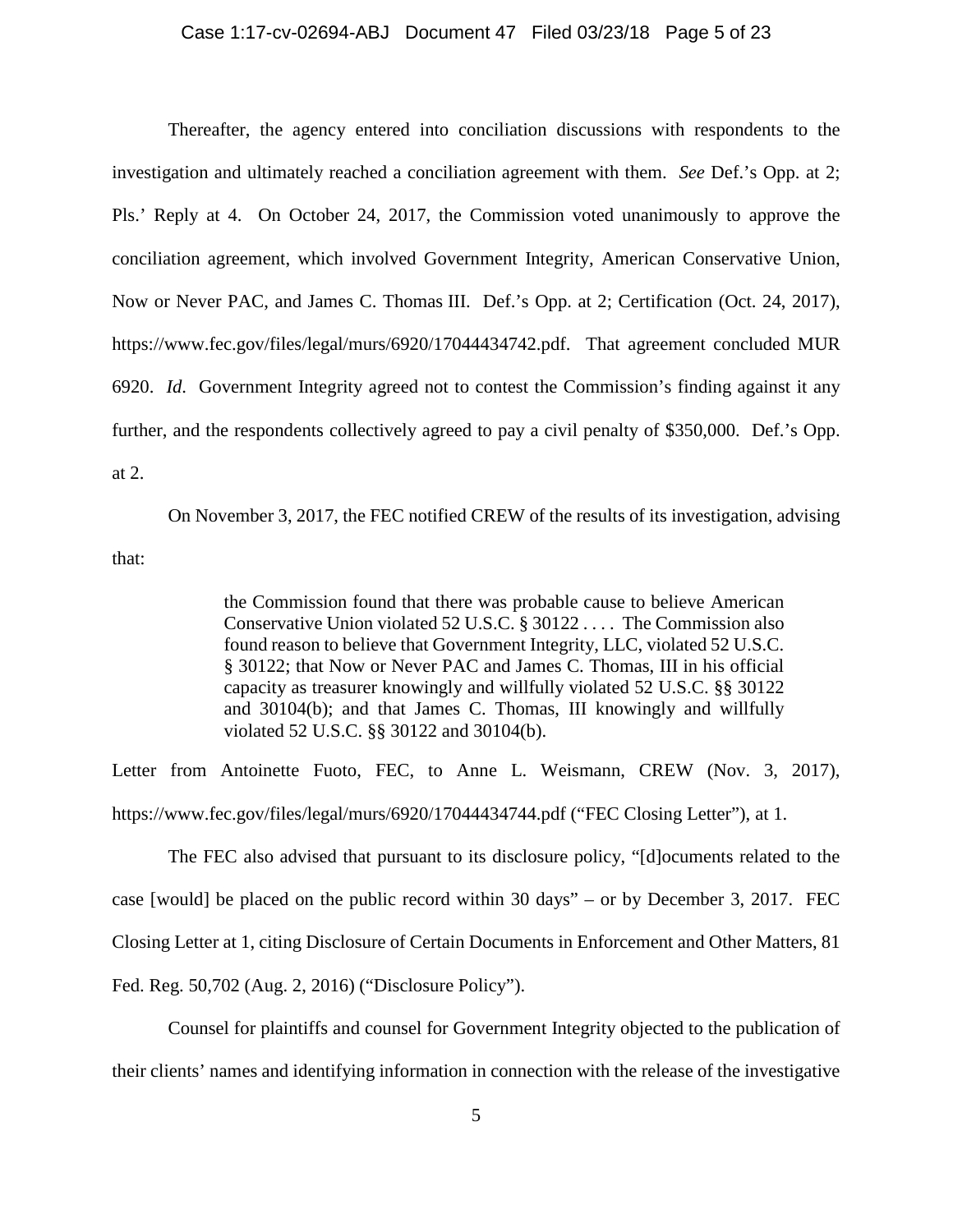Thereafter, the agency entered into conciliation discussions with respondents to the investigation and ultimately reached a conciliation agreement with them. *See* Def.'s Opp. at 2; Pls.' Reply at 4. On October 24, 2017, the Commission voted unanimously to approve the conciliation agreement, which involved Government Integrity, American Conservative Union, Now or Never PAC, and James C. Thomas III. Def.'s Opp. at 2; Certification (Oct. 24, 2017), https://www.fec.gov/files/legal/murs/6920/17044434742.pdf. That agreement concluded MUR 6920. *Id*. Government Integrity agreed not to contest the Commission's finding against it any further, and the respondents collectively agreed to pay a civil penalty of $350,000. Def.'s Opp. at 2.

On November 3, 2017, the FEC notified CREW of the results of its investigation, advising that:

> the Commission found that there was probable cause to believe American Conservative Union violated 52 U.S.C. § 30122 . . . . The Commission also found reason to believe that Government Integrity, LLC, violated 52 U.S.C. § 30122; that Now or Never PAC and James C. Thomas, III in his official capacity as treasurer knowingly and willfully violated 52 U.S.C. §§ 30122 and 30104(b); and that James C. Thomas, III knowingly and willfully violated 52 U.S.C. §§ 30122 and 30104(b).

Letter from Antoinette Fuoto, FEC, to Anne L. Weismann, CREW (Nov. 3, 2017), https://www.fec.gov/files/legal/murs/6920/17044434744.pdf ("FEC Closing Letter"), at 1.

The FEC also advised that pursuant to its disclosure policy, "[d]ocuments related to the case [would] be placed on the public record within 30 days" – or by December 3, 2017. FEC Closing Letter at 1, citing Disclosure of Certain Documents in Enforcement and Other Matters, 81 Fed. Reg. 50,702 (Aug. 2, 2016) ("Disclosure Policy").

Counsel for plaintiffs and counsel for Government Integrity objected to the publication of their clients' names and identifying information in connection with the release of the investigative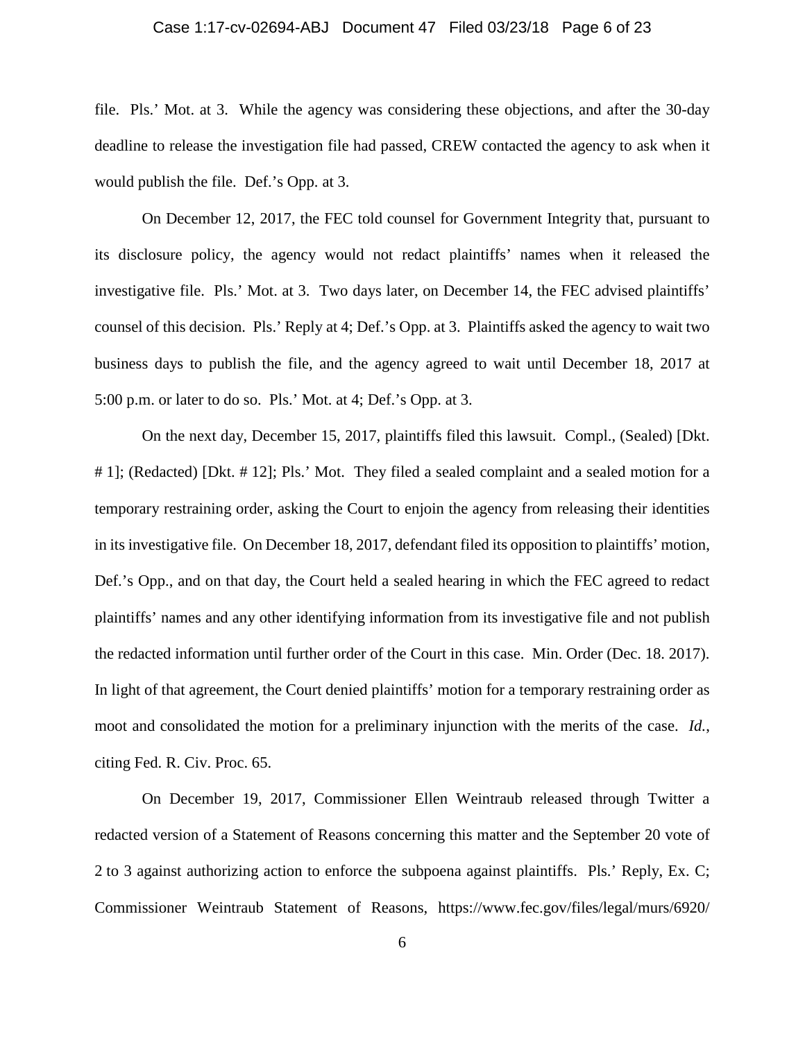file. Pls.' Mot. at 3. While the agency was considering these objections, and after the 30-day deadline to release the investigation file had passed, CREW contacted the agency to ask when it would publish the file. Def.'s Opp. at 3.

On December 12, 2017, the FEC told counsel for Government Integrity that, pursuant to its disclosure policy, the agency would not redact plaintiffs' names when it released the investigative file. Pls.' Mot. at 3. Two days later, on December 14, the FEC advised plaintiffs' counsel of this decision. Pls.' Reply at 4; Def.'s Opp. at 3. Plaintiffs asked the agency to wait two business days to publish the file, and the agency agreed to wait until December 18, 2017 at 5:00 p.m. or later to do so. Pls.' Mot. at 4; Def.'s Opp. at 3.

On the next day, December 15, 2017, plaintiffs filed this lawsuit. Compl., (Sealed) [Dkt. # 1]; (Redacted) [Dkt. # 12]; Pls.' Mot. They filed a sealed complaint and a sealed motion for a temporary restraining order, asking the Court to enjoin the agency from releasing their identities in its investigative file. On December 18, 2017, defendant filed its opposition to plaintiffs' motion, Def.'s Opp., and on that day, the Court held a sealed hearing in which the FEC agreed to redact plaintiffs' names and any other identifying information from its investigative file and not publish the redacted information until further order of the Court in this case. Min. Order (Dec. 18. 2017). In light of that agreement, the Court denied plaintiffs' motion for a temporary restraining order as moot and consolidated the motion for a preliminary injunction with the merits of the case. *Id.*, citing Fed. R. Civ. Proc. 65.

On December 19, 2017, Commissioner Ellen Weintraub released through Twitter a redacted version of a Statement of Reasons concerning this matter and the September 20 vote of 2 to 3 against authorizing action to enforce the subpoena against plaintiffs. Pls.' Reply, Ex. C; Commissioner Weintraub Statement of Reasons, https://www.fec.gov/files/legal/murs/6920/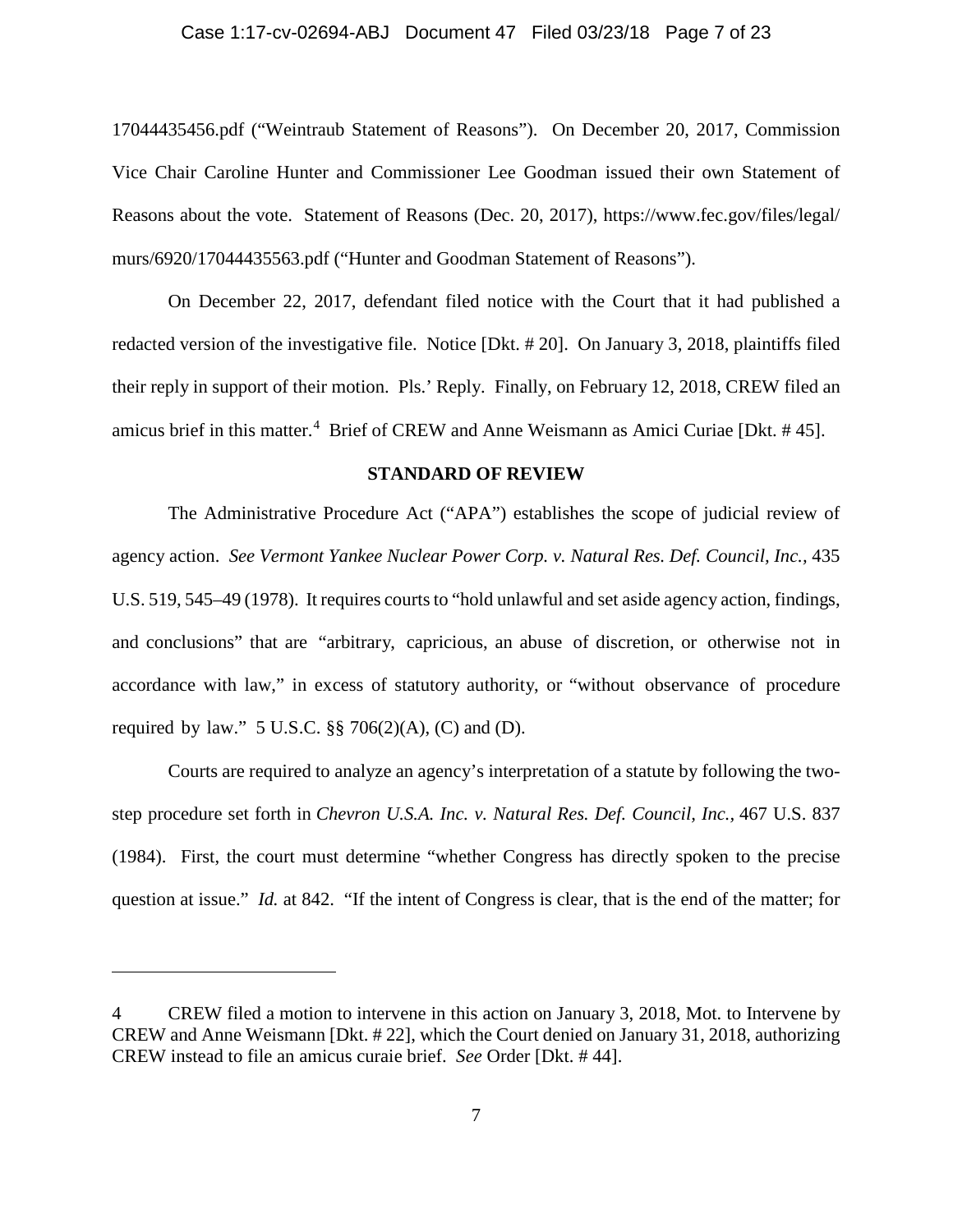17044435456.pdf ("Weintraub Statement of Reasons"). On December 20, 2017, Commission Vice Chair Caroline Hunter and Commissioner Lee Goodman issued their own Statement of Reasons about the vote. Statement of Reasons (Dec. 20, 2017), https://www.fec.gov/files/legal/murs/6920/17044435563.pdf ("Hunter and Goodman Statement of Reasons").

On December 22, 2017, defendant filed notice with the Court that it had published a redacted version of the investigative file. Notice [Dkt. # 20]. On January 3, 2018, plaintiffs filed their reply in support of their motion. Pls.' Reply. Finally, on February 12, 2018, CREW filed an amicus brief in this matter.[4] Brief of CREW and Anne Weismann as Amici Curiae [Dkt. # 45].

## STANDARD OF REVIEW

The Administrative Procedure Act ("APA") establishes the scope of judicial review of agency action. *See Vermont Yankee Nuclear Power Corp. v. Natural Res. Def. Council, Inc.*, 435 U.S. 519, 545–49 (1978). It requires courts to "hold unlawful and set aside agency action, findings, and conclusions" that are "arbitrary, capricious, an abuse of discretion, or otherwise not in accordance with law," in excess of statutory authority, or "without observance of procedure required by law." 5 U.S.C. §§ 706(2)(A), (C) and (D).

Courts are required to analyze an agency's interpretation of a statute by following the two-step procedure set forth in *Chevron U.S.A. Inc. v. Natural Res. Def. Council, Inc.*, 467 U.S. 837 (1984). First, the court must determine "whether Congress has directly spoken to the precise question at issue." *Id.* at 842. "If the intent of Congress is clear, that is the end of the matter; for

---

4 CREW filed a motion to intervene in this action on January 3, 2018, Mot. to Intervene by CREW and Anne Weismann [Dkt. # 22], which the Court denied on January 31, 2018, authorizing CREW instead to file an amicus curaie brief. *See* Order [Dkt. # 44].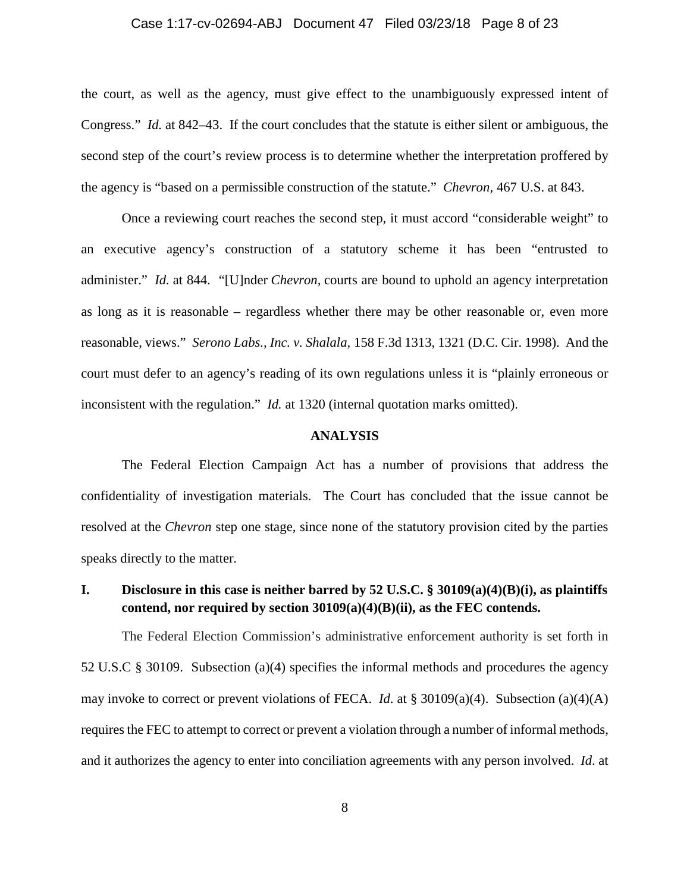the court, as well as the agency, must give effect to the unambiguously expressed intent of Congress." *Id.* at 842–43. If the court concludes that the statute is either silent or ambiguous, the second step of the court's review process is to determine whether the interpretation proffered by the agency is "based on a permissible construction of the statute." *Chevron*, 467 U.S. at 843.

Once a reviewing court reaches the second step, it must accord "considerable weight" to an executive agency's construction of a statutory scheme it has been "entrusted to administer." *Id.* at 844. "[U]nder *Chevron*, courts are bound to uphold an agency interpretation as long as it is reasonable – regardless whether there may be other reasonable or, even more reasonable, views." *Serono Labs., Inc. v. Shalala*, 158 F.3d 1313, 1321 (D.C. Cir. 1998). And the court must defer to an agency's reading of its own regulations unless it is "plainly erroneous or inconsistent with the regulation." *Id.* at 1320 (internal quotation marks omitted).

## ANALYSIS

The Federal Election Campaign Act has a number of provisions that address the confidentiality of investigation materials. The Court has concluded that the issue cannot be resolved at the *Chevron* step one stage, since none of the statutory provision cited by the parties speaks directly to the matter.

### I. Disclosure in this case is neither barred by 52 U.S.C. § 30109(a)(4)(B)(i), as plaintiffs contend, nor required by section 30109(a)(4)(B)(ii), as the FEC contends.

The Federal Election Commission's administrative enforcement authority is set forth in 52 U.S.C § 30109. Subsection (a)(4) specifies the informal methods and procedures the agency may invoke to correct or prevent violations of FECA. *Id*. at § 30109(a)(4). Subsection (a)(4)(A) requires the FEC to attempt to correct or prevent a violation through a number of informal methods, and it authorizes the agency to enter into conciliation agreements with any person involved. *Id.* at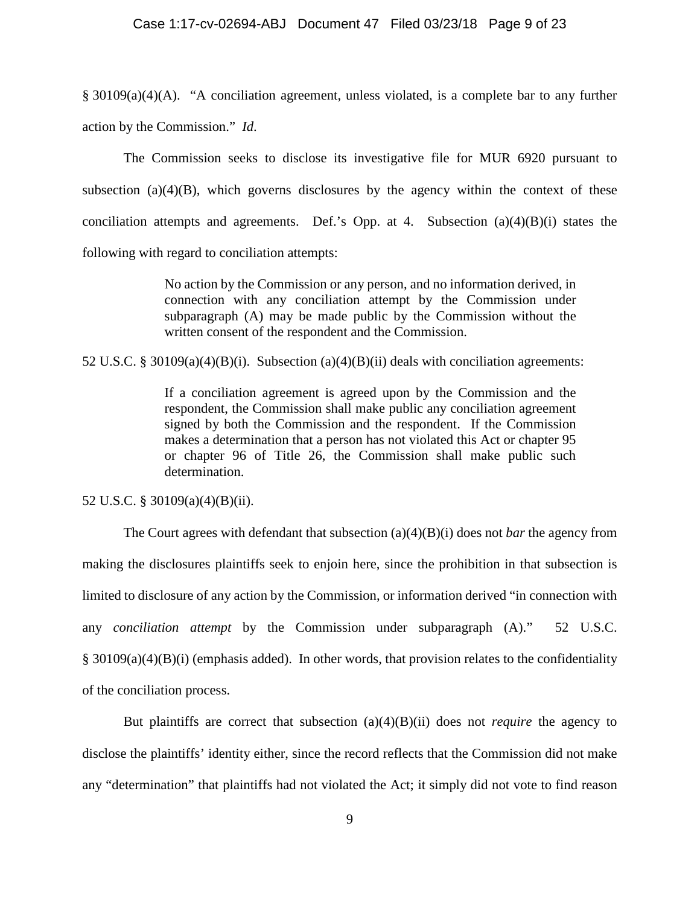§ 30109(a)(4)(A). "A conciliation agreement, unless violated, is a complete bar to any further action by the Commission." *Id*.

The Commission seeks to disclose its investigative file for MUR 6920 pursuant to subsection (a)(4)(B), which governs disclosures by the agency within the context of these conciliation attempts and agreements. Def.'s Opp. at 4. Subsection (a)(4)(B)(i) states the following with regard to conciliation attempts:

> No action by the Commission or any person, and no information derived, in connection with any conciliation attempt by the Commission under subparagraph (A) may be made public by the Commission without the written consent of the respondent and the Commission.

52 U.S.C. § 30109(a)(4)(B)(i). Subsection (a)(4)(B)(ii) deals with conciliation agreements:

> If a conciliation agreement is agreed upon by the Commission and the respondent, the Commission shall make public any conciliation agreement signed by both the Commission and the respondent. If the Commission makes a determination that a person has not violated this Act or chapter 95 or chapter 96 of Title 26, the Commission shall make public such determination.

52 U.S.C. § 30109(a)(4)(B)(ii).

The Court agrees with defendant that subsection (a)(4)(B)(i) does not *bar* the agency from making the disclosures plaintiffs seek to enjoin here, since the prohibition in that subsection is limited to disclosure of any action by the Commission, or information derived "in connection with any *conciliation attempt* by the Commission under subparagraph (A)." 52 U.S.C. § 30109(a)(4)(B)(i) (emphasis added). In other words, that provision relates to the confidentiality of the conciliation process.

But plaintiffs are correct that subsection (a)(4)(B)(ii) does not *require* the agency to disclose the plaintiffs' identity either, since the record reflects that the Commission did not make any "determination" that plaintiffs had not violated the Act; it simply did not vote to find reason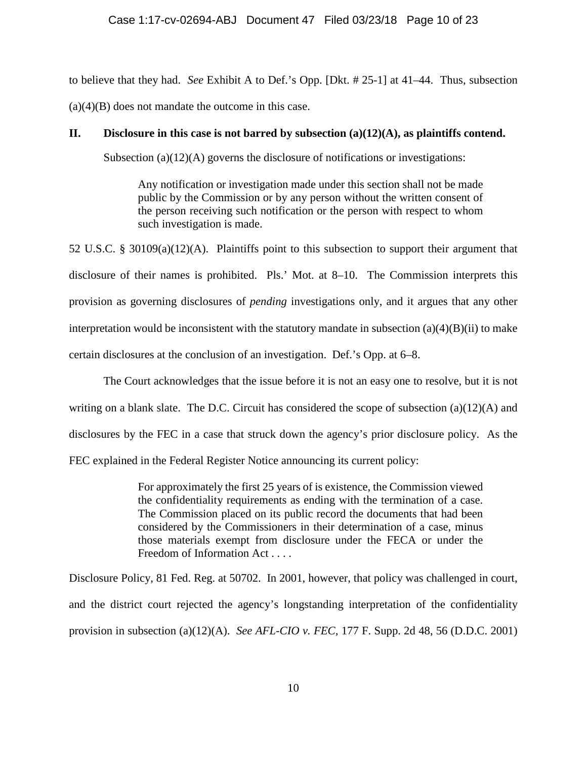to believe that they had. *See* Exhibit A to Def.'s Opp. [Dkt. # 25-1] at 41–44. Thus, subsection (a)(4)(B) does not mandate the outcome in this case.

## II. Disclosure in this case is not barred by subsection (a)(12)(A), as plaintiffs contend.

Subsection (a)(12)(A) governs the disclosure of notifications or investigations:

> Any notification or investigation made under this section shall not be made public by the Commission or by any person without the written consent of the person receiving such notification or the person with respect to whom such investigation is made.

52 U.S.C. § 30109(a)(12)(A). Plaintiffs point to this subsection to support their argument that disclosure of their names is prohibited. Pls.' Mot. at 8–10. The Commission interprets this provision as governing disclosures of *pending* investigations only, and it argues that any other interpretation would be inconsistent with the statutory mandate in subsection (a)(4)(B)(ii) to make certain disclosures at the conclusion of an investigation. Def.'s Opp. at 6–8.

The Court acknowledges that the issue before it is not an easy one to resolve, but it is not writing on a blank slate. The D.C. Circuit has considered the scope of subsection (a)(12)(A) and disclosures by the FEC in a case that struck down the agency's prior disclosure policy. As the FEC explained in the Federal Register Notice announcing its current policy:

> For approximately the first 25 years of is existence, the Commission viewed the confidentiality requirements as ending with the termination of a case. The Commission placed on its public record the documents that had been considered by the Commissioners in their determination of a case, minus those materials exempt from disclosure under the FECA or under the Freedom of Information Act . . . .

Disclosure Policy, 81 Fed. Reg. at 50702. In 2001, however, that policy was challenged in court, and the district court rejected the agency's longstanding interpretation of the confidentiality provision in subsection (a)(12)(A). *See AFL-CIO v. FEC,* 177 F. Supp. 2d 48, 56 (D.D.C. 2001)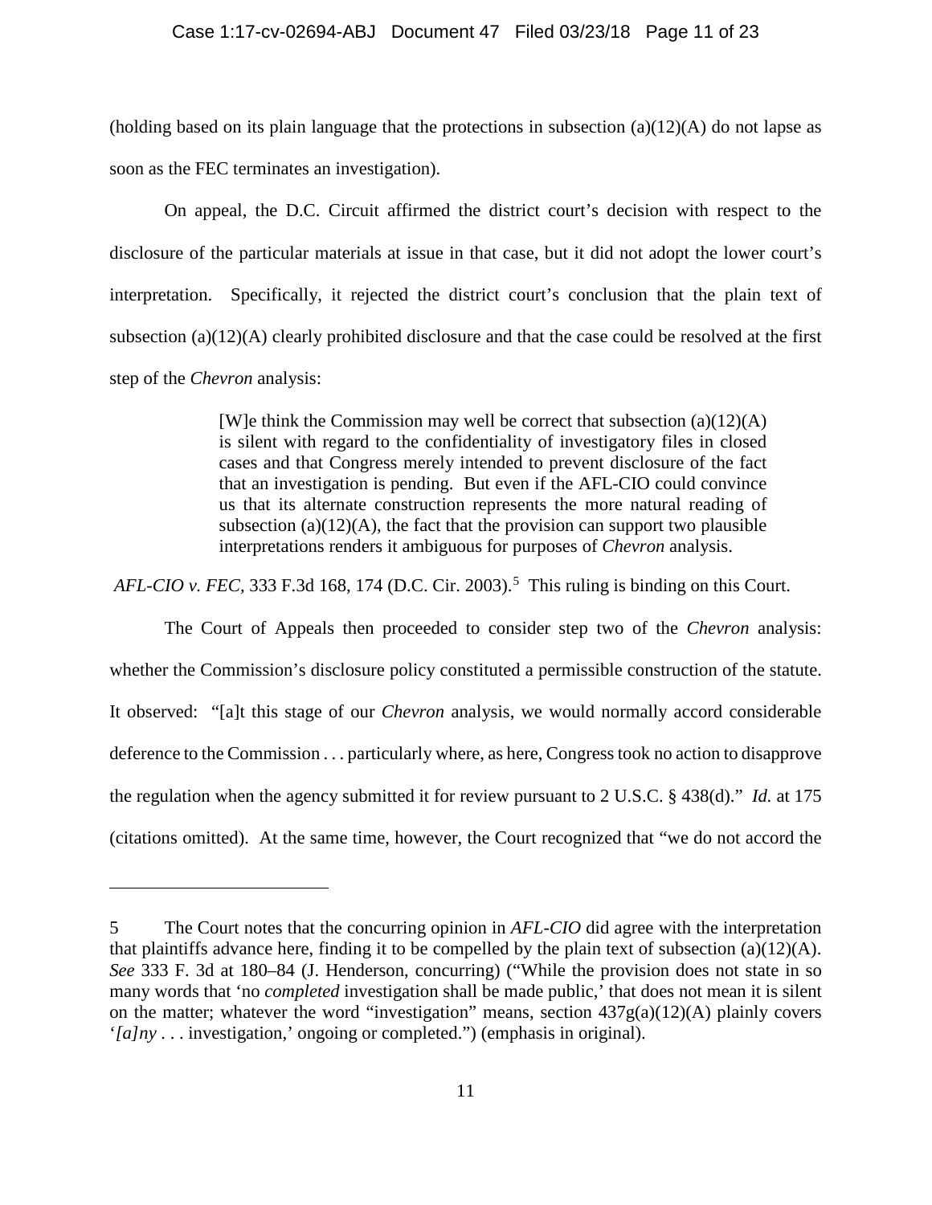(holding based on its plain language that the protections in subsection (a)(12)(A) do not lapse as soon as the FEC terminates an investigation).

On appeal, the D.C. Circuit affirmed the district court's decision with respect to the disclosure of the particular materials at issue in that case, but it did not adopt the lower court's interpretation. Specifically, it rejected the district court's conclusion that the plain text of subsection (a)(12)(A) clearly prohibited disclosure and that the case could be resolved at the first step of the *Chevron* analysis:

> [W]e think the Commission may well be correct that subsection (a)(12)(A) is silent with regard to the confidentiality of investigatory files in closed cases and that Congress merely intended to prevent disclosure of the fact that an investigation is pending. But even if the AFL-CIO could convince us that its alternate construction represents the more natural reading of subsection (a)(12)(A), the fact that the provision can support two plausible interpretations renders it ambiguous for purposes of *Chevron* analysis.

*AFL-CIO v. FEC*, 333 F.3d 168, 174 (D.C. Cir. 2003).[5] This ruling is binding on this Court.

The Court of Appeals then proceeded to consider step two of the *Chevron* analysis: whether the Commission's disclosure policy constituted a permissible construction of the statute. It observed: "[a]t this stage of our *Chevron* analysis, we would normally accord considerable deference to the Commission . . . particularly where, as here, Congress took no action to disapprove the regulation when the agency submitted it for review pursuant to 2 U.S.C. § 438(d)." *Id.* at 175 (citations omitted). At the same time, however, the Court recognized that "we do not accord the

---

5 The Court notes that the concurring opinion in *AFL-CIO* did agree with the interpretation that plaintiffs advance here, finding it to be compelled by the plain text of subsection (a)(12)(A). *See* 333 F. 3d at 180–84 (J. Henderson, concurring) ("While the provision does not state in so many words that 'no *completed* investigation shall be made public,' that does not mean it is silent on the matter; whatever the word "investigation" means, section 437g(a)(12)(A) plainly covers '*[a]ny* . . . investigation,' ongoing or completed.") (emphasis in original).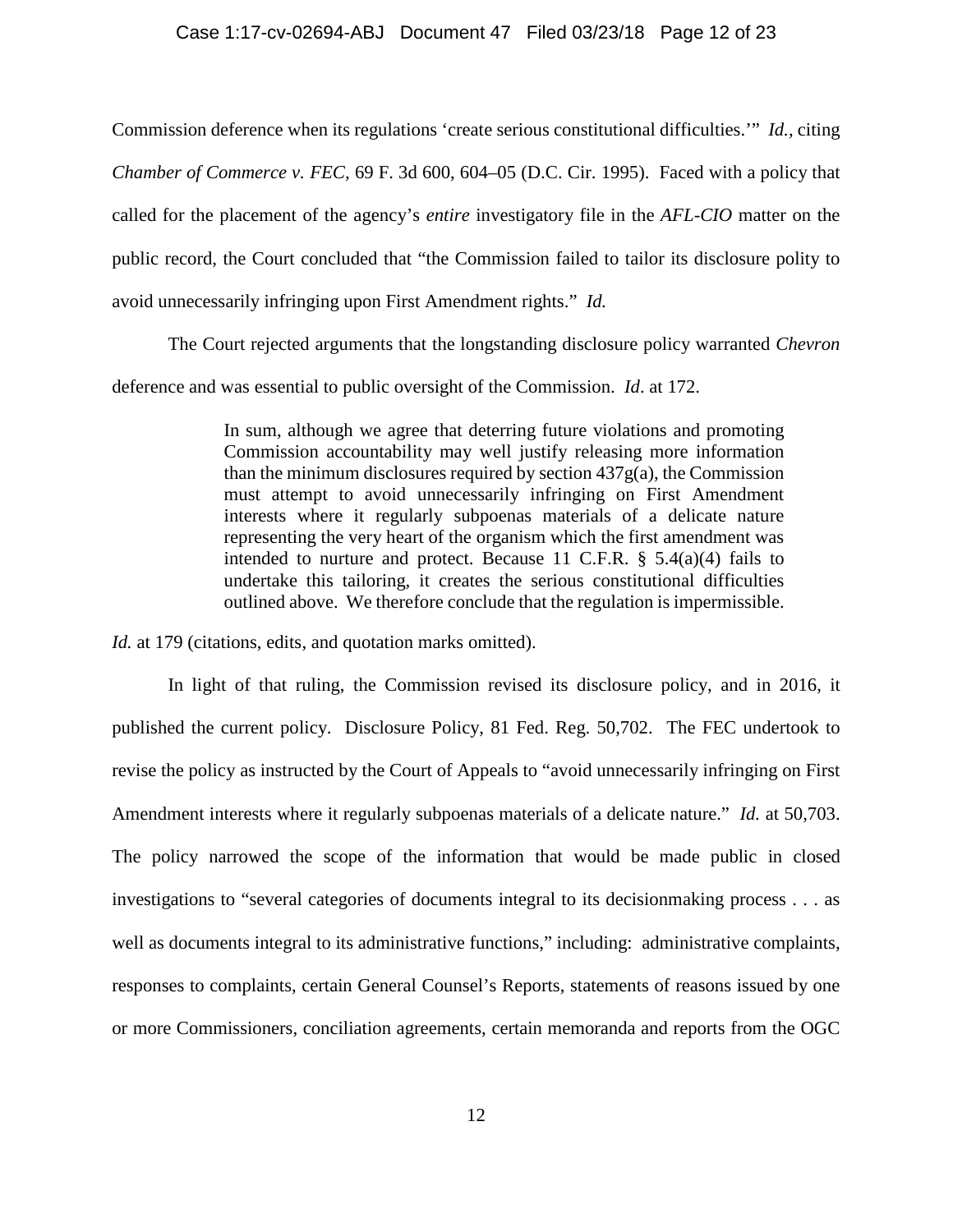Commission deference when its regulations 'create serious constitutional difficulties.'" *Id.*, citing *Chamber of Commerce v. FEC*, 69 F. 3d 600, 604–05 (D.C. Cir. 1995). Faced with a policy that called for the placement of the agency's *entire* investigatory file in the *AFL-CIO* matter on the public record, the Court concluded that "the Commission failed to tailor its disclosure polity to avoid unnecessarily infringing upon First Amendment rights." *Id.*

The Court rejected arguments that the longstanding disclosure policy warranted *Chevron* deference and was essential to public oversight of the Commission. *Id*. at 172.

> In sum, although we agree that deterring future violations and promoting Commission accountability may well justify releasing more information than the minimum disclosures required by section 437g(a), the Commission must attempt to avoid unnecessarily infringing on First Amendment interests where it regularly subpoenas materials of a delicate nature representing the very heart of the organism which the first amendment was intended to nurture and protect. Because 11 C.F.R. § 5.4(a)(4) fails to undertake this tailoring, it creates the serious constitutional difficulties outlined above. We therefore conclude that the regulation is impermissible.

*Id.* at 179 (citations, edits, and quotation marks omitted).

In light of that ruling, the Commission revised its disclosure policy, and in 2016, it published the current policy. Disclosure Policy, 81 Fed. Reg. 50,702. The FEC undertook to revise the policy as instructed by the Court of Appeals to "avoid unnecessarily infringing on First Amendment interests where it regularly subpoenas materials of a delicate nature." *Id.* at 50,703. The policy narrowed the scope of the information that would be made public in closed investigations to "several categories of documents integral to its decisionmaking process . . . as well as documents integral to its administrative functions," including: administrative complaints, responses to complaints, certain General Counsel's Reports, statements of reasons issued by one or more Commissioners, conciliation agreements, certain memoranda and reports from the OGC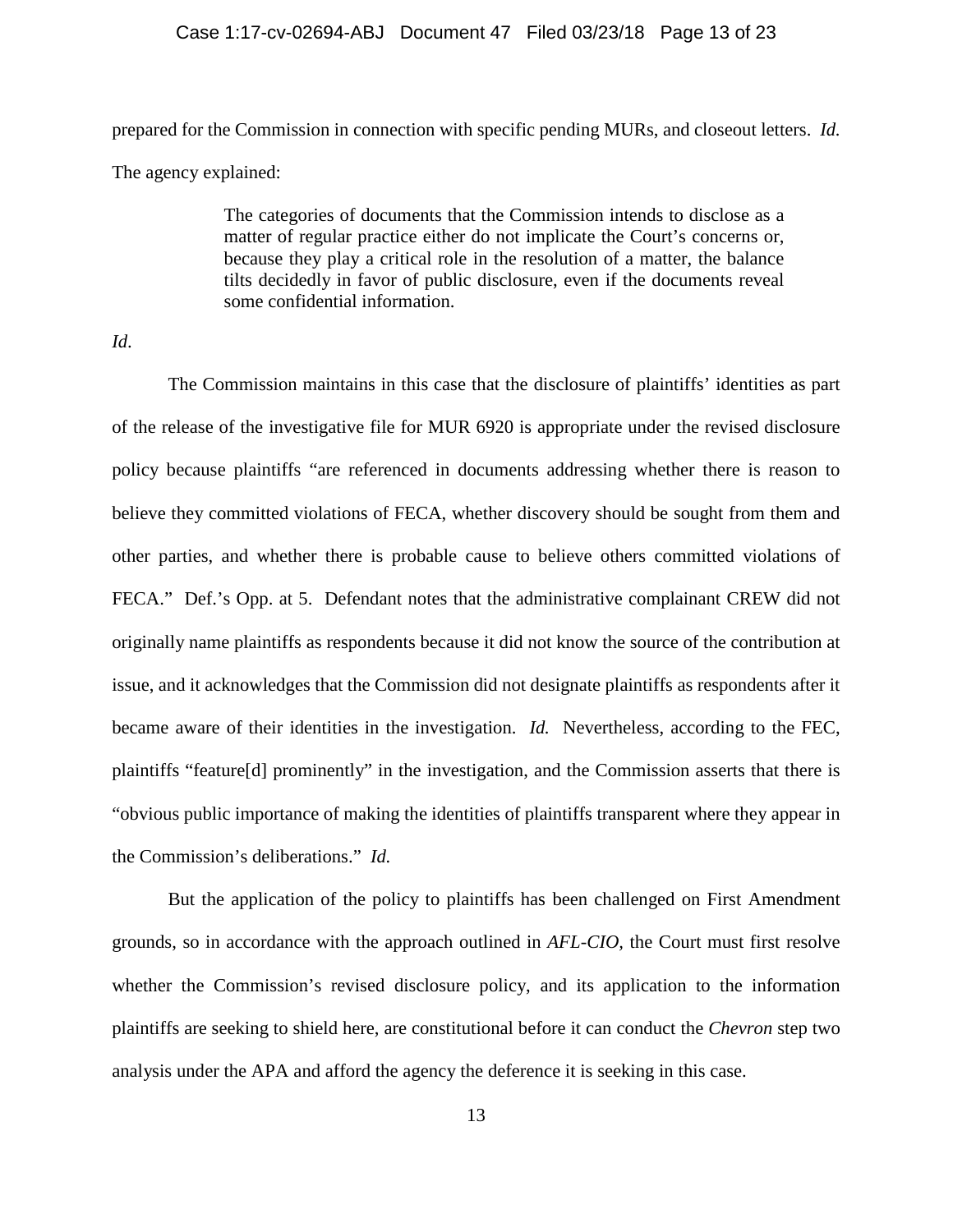prepared for the Commission in connection with specific pending MURs, and closeout letters. *Id.* The agency explained:

> The categories of documents that the Commission intends to disclose as a matter of regular practice either do not implicate the Court's concerns or, because they play a critical role in the resolution of a matter, the balance tilts decidedly in favor of public disclosure, even if the documents reveal some confidential information.

*Id*.

The Commission maintains in this case that the disclosure of plaintiffs' identities as part of the release of the investigative file for MUR 6920 is appropriate under the revised disclosure policy because plaintiffs "are referenced in documents addressing whether there is reason to believe they committed violations of FECA, whether discovery should be sought from them and other parties, and whether there is probable cause to believe others committed violations of FECA." Def.'s Opp. at 5. Defendant notes that the administrative complainant CREW did not originally name plaintiffs as respondents because it did not know the source of the contribution at issue, and it acknowledges that the Commission did not designate plaintiffs as respondents after it became aware of their identities in the investigation. *Id.* Nevertheless, according to the FEC, plaintiffs "feature[d] prominently" in the investigation, and the Commission asserts that there is "obvious public importance of making the identities of plaintiffs transparent where they appear in the Commission's deliberations." *Id.*

But the application of the policy to plaintiffs has been challenged on First Amendment grounds, so in accordance with the approach outlined in *AFL-CIO,* the Court must first resolve whether the Commission's revised disclosure policy, and its application to the information plaintiffs are seeking to shield here, are constitutional before it can conduct the *Chevron* step two analysis under the APA and afford the agency the deference it is seeking in this case.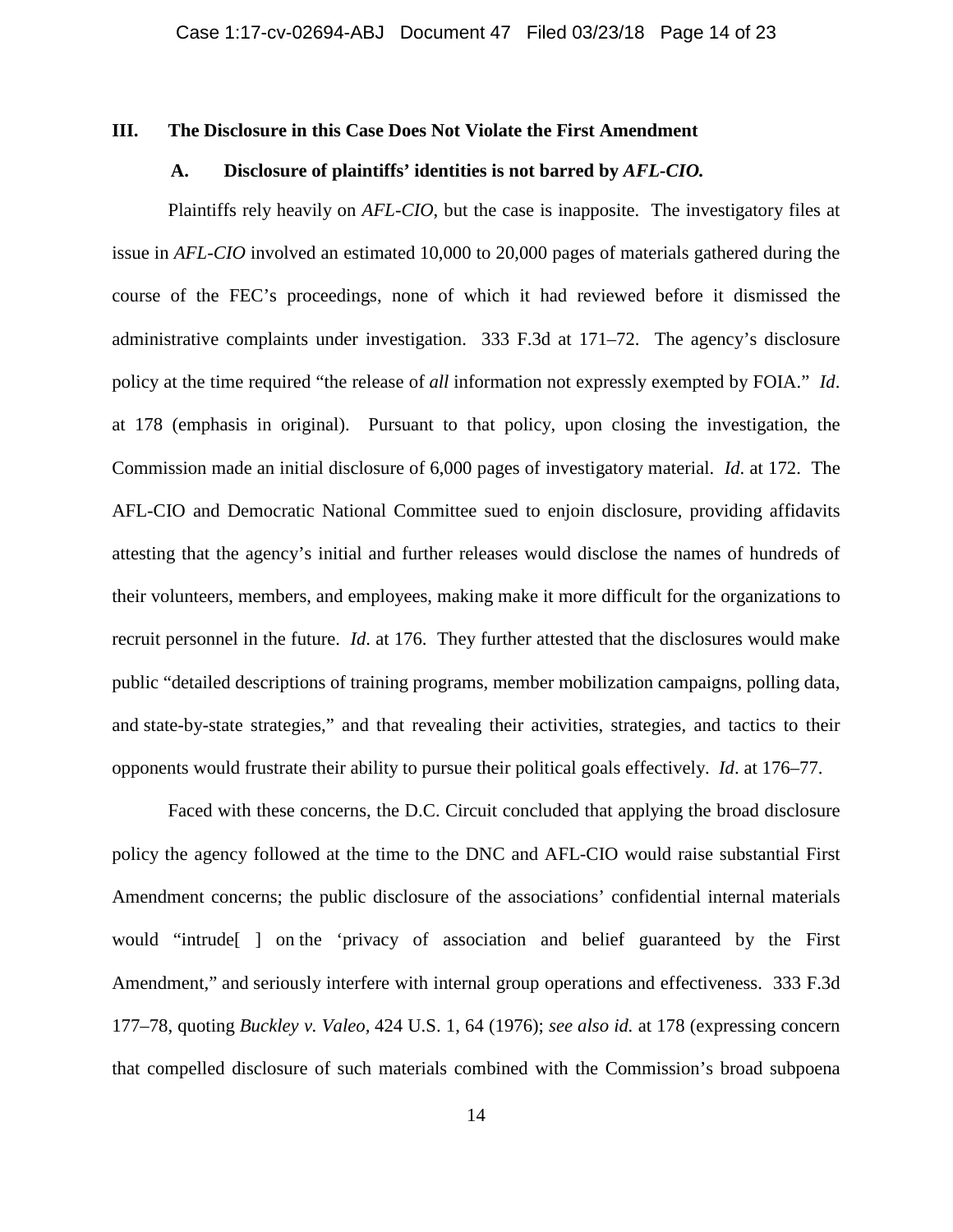## III. The Disclosure in this Case Does Not Violate the First Amendment

### A. Disclosure of plaintiffs' identities is not barred by *AFL-CIO.*

Plaintiffs rely heavily on *AFL-CIO*, but the case is inapposite. The investigatory files at issue in *AFL-CIO* involved an estimated 10,000 to 20,000 pages of materials gathered during the course of the FEC's proceedings, none of which it had reviewed before it dismissed the administrative complaints under investigation. 333 F.3d at 171–72. The agency's disclosure policy at the time required "the release of *all* information not expressly exempted by FOIA." *Id*. at 178 (emphasis in original). Pursuant to that policy, upon closing the investigation, the Commission made an initial disclosure of 6,000 pages of investigatory material. *Id*. at 172. The AFL-CIO and Democratic National Committee sued to enjoin disclosure, providing affidavits attesting that the agency's initial and further releases would disclose the names of hundreds of their volunteers, members, and employees, making make it more difficult for the organizations to recruit personnel in the future. *Id*. at 176. They further attested that the disclosures would make public "detailed descriptions of training programs, member mobilization campaigns, polling data, and state-by-state strategies," and that revealing their activities, strategies, and tactics to their opponents would frustrate their ability to pursue their political goals effectively. *Id*. at 176–77.

Faced with these concerns, the D.C. Circuit concluded that applying the broad disclosure policy the agency followed at the time to the DNC and AFL-CIO would raise substantial First Amendment concerns; the public disclosure of the associations' confidential internal materials would "intrude[ ] on the 'privacy of association and belief guaranteed by the First Amendment," and seriously interfere with internal group operations and effectiveness. 333 F.3d 177–78, quoting *Buckley v. Valeo,* 424 U.S. 1, 64 (1976); *see also id.* at 178 (expressing concern that compelled disclosure of such materials combined with the Commission's broad subpoena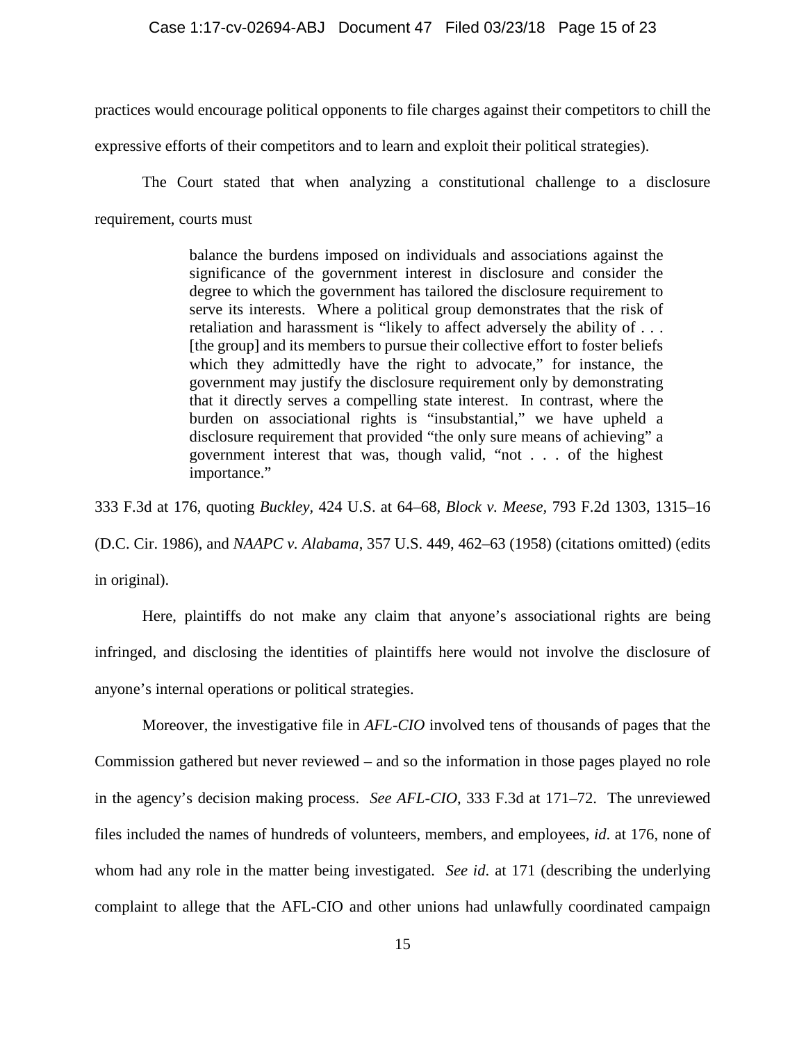practices would encourage political opponents to file charges against their competitors to chill the expressive efforts of their competitors and to learn and exploit their political strategies).

The Court stated that when analyzing a constitutional challenge to a disclosure requirement, courts must

> balance the burdens imposed on individuals and associations against the significance of the government interest in disclosure and consider the degree to which the government has tailored the disclosure requirement to serve its interests. Where a political group demonstrates that the risk of retaliation and harassment is "likely to affect adversely the ability of . . . [the group] and its members to pursue their collective effort to foster beliefs which they admittedly have the right to advocate," for instance, the government may justify the disclosure requirement only by demonstrating that it directly serves a compelling state interest. In contrast, where the burden on associational rights is "insubstantial," we have upheld a disclosure requirement that provided "the only sure means of achieving" a government interest that was, though valid, "not . . . of the highest importance."

333 F.3d at 176, quoting *Buckley*, 424 U.S. at 64–68, *Block v. Meese*, 793 F.2d 1303, 1315–16 (D.C. Cir. 1986), and *NAAPC v. Alabama*, 357 U.S. 449, 462–63 (1958) (citations omitted) (edits in original).

Here, plaintiffs do not make any claim that anyone's associational rights are being infringed, and disclosing the identities of plaintiffs here would not involve the disclosure of anyone's internal operations or political strategies.

Moreover, the investigative file in *AFL-CIO* involved tens of thousands of pages that the Commission gathered but never reviewed – and so the information in those pages played no role in the agency's decision making process. *See AFL-CIO*, 333 F.3d at 171–72. The unreviewed files included the names of hundreds of volunteers, members, and employees, *id*. at 176, none of whom had any role in the matter being investigated. *See id*. at 171 (describing the underlying complaint to allege that the AFL-CIO and other unions had unlawfully coordinated campaign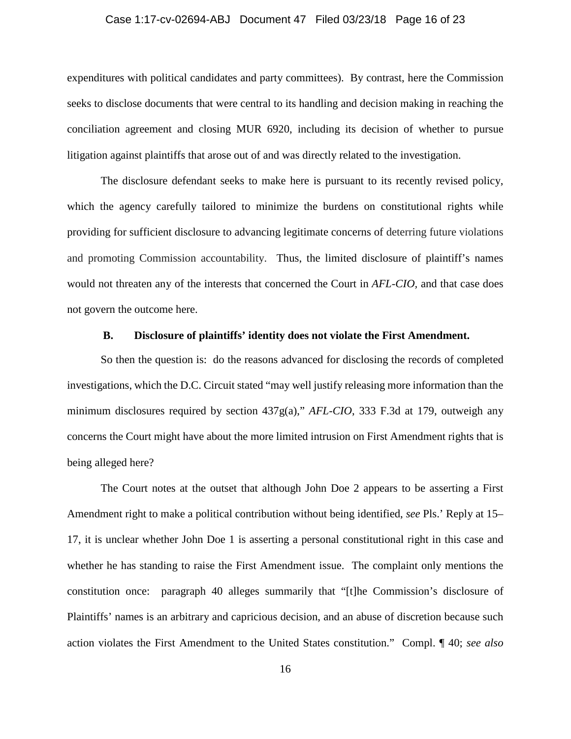expenditures with political candidates and party committees). By contrast, here the Commission seeks to disclose documents that were central to its handling and decision making in reaching the conciliation agreement and closing MUR 6920, including its decision of whether to pursue litigation against plaintiffs that arose out of and was directly related to the investigation.

The disclosure defendant seeks to make here is pursuant to its recently revised policy, which the agency carefully tailored to minimize the burdens on constitutional rights while providing for sufficient disclosure to advancing legitimate concerns of deterring future violations and promoting Commission accountability. Thus, the limited disclosure of plaintiff's names would not threaten any of the interests that concerned the Court in *AFL-CIO,* and that case does not govern the outcome here.

### B. Disclosure of plaintiffs' identity does not violate the First Amendment.

So then the question is: do the reasons advanced for disclosing the records of completed investigations, which the D.C. Circuit stated "may well justify releasing more information than the minimum disclosures required by section 437g(a)," *AFL-CIO*, 333 F.3d at 179, outweigh any concerns the Court might have about the more limited intrusion on First Amendment rights that is being alleged here?

The Court notes at the outset that although John Doe 2 appears to be asserting a First Amendment right to make a political contribution without being identified, *see* Pls.' Reply at 15–17, it is unclear whether John Doe 1 is asserting a personal constitutional right in this case and whether he has standing to raise the First Amendment issue. The complaint only mentions the constitution once: paragraph 40 alleges summarily that "[t]he Commission's disclosure of Plaintiffs' names is an arbitrary and capricious decision, and an abuse of discretion because such action violates the First Amendment to the United States constitution." Compl. ¶ 40; *see also*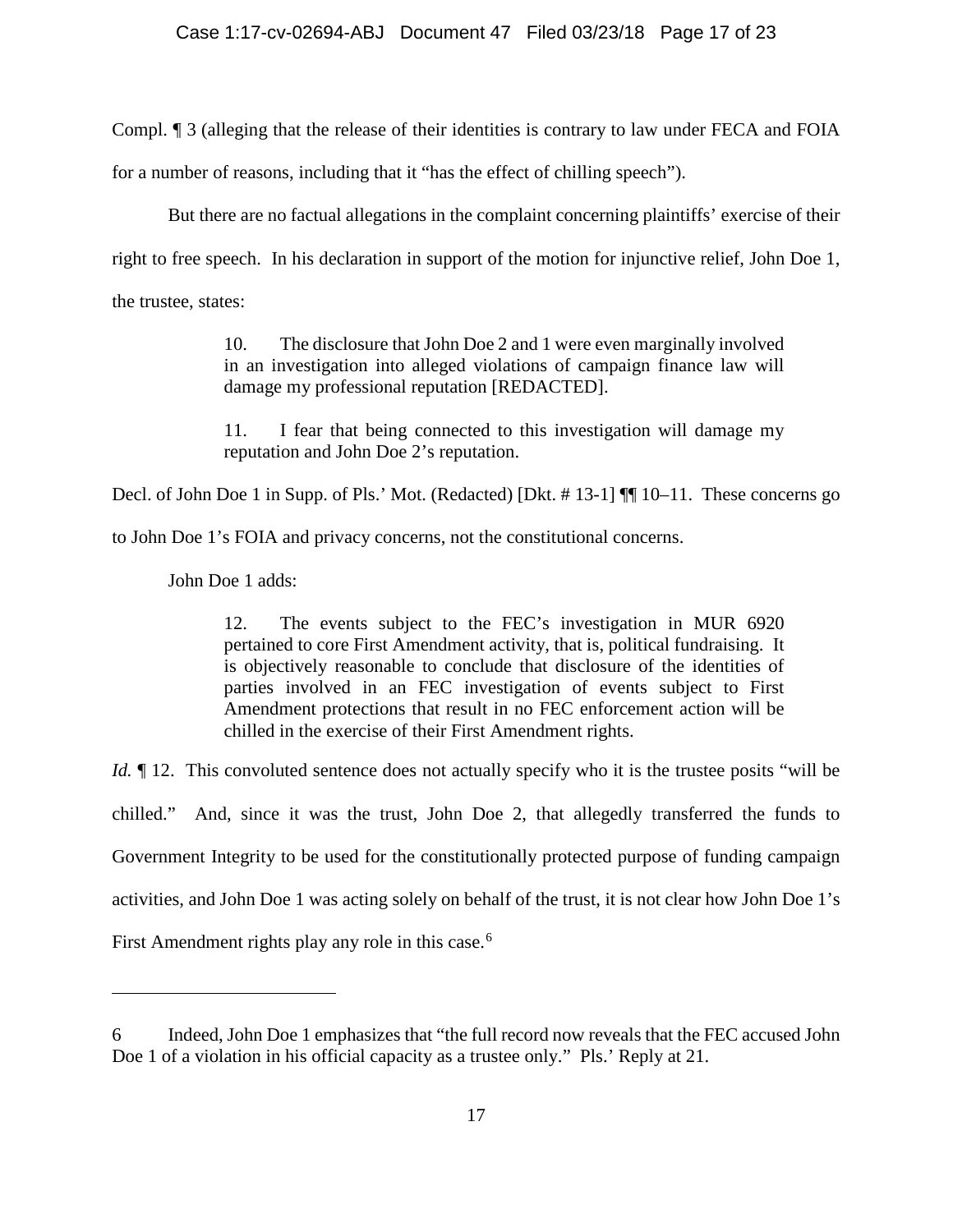Compl. ¶ 3 (alleging that the release of their identities is contrary to law under FECA and FOIA for a number of reasons, including that it "has the effect of chilling speech").

But there are no factual allegations in the complaint concerning plaintiffs' exercise of their right to free speech. In his declaration in support of the motion for injunctive relief, John Doe 1, the trustee, states:

> 10. The disclosure that John Doe 2 and 1 were even marginally involved in an investigation into alleged violations of campaign finance law will damage my professional reputation [REDACTED].
>
> 11. I fear that being connected to this investigation will damage my reputation and John Doe 2's reputation.

Decl. of John Doe 1 in Supp. of Pls.' Mot. (Redacted) [Dkt. # 13-1] ¶¶ 10–11. These concerns go to John Doe 1's FOIA and privacy concerns, not the constitutional concerns.

John Doe 1 adds:

> 12. The events subject to the FEC's investigation in MUR 6920 pertained to core First Amendment activity, that is, political fundraising. It is objectively reasonable to conclude that disclosure of the identities of parties involved in an FEC investigation of events subject to First Amendment protections that result in no FEC enforcement action will be chilled in the exercise of their First Amendment rights.

*Id.* ¶ 12. This convoluted sentence does not actually specify who it is the trustee posits "will be chilled." And, since it was the trust, John Doe 2, that allegedly transferred the funds to Government Integrity to be used for the constitutionally protected purpose of funding campaign activities, and John Doe 1 was acting solely on behalf of the trust, it is not clear how John Doe 1's First Amendment rights play any role in this case.[6]

---

[6] Indeed, John Doe 1 emphasizes that "the full record now reveals that the FEC accused John Doe 1 of a violation in his official capacity as a trustee only." Pls.' Reply at 21.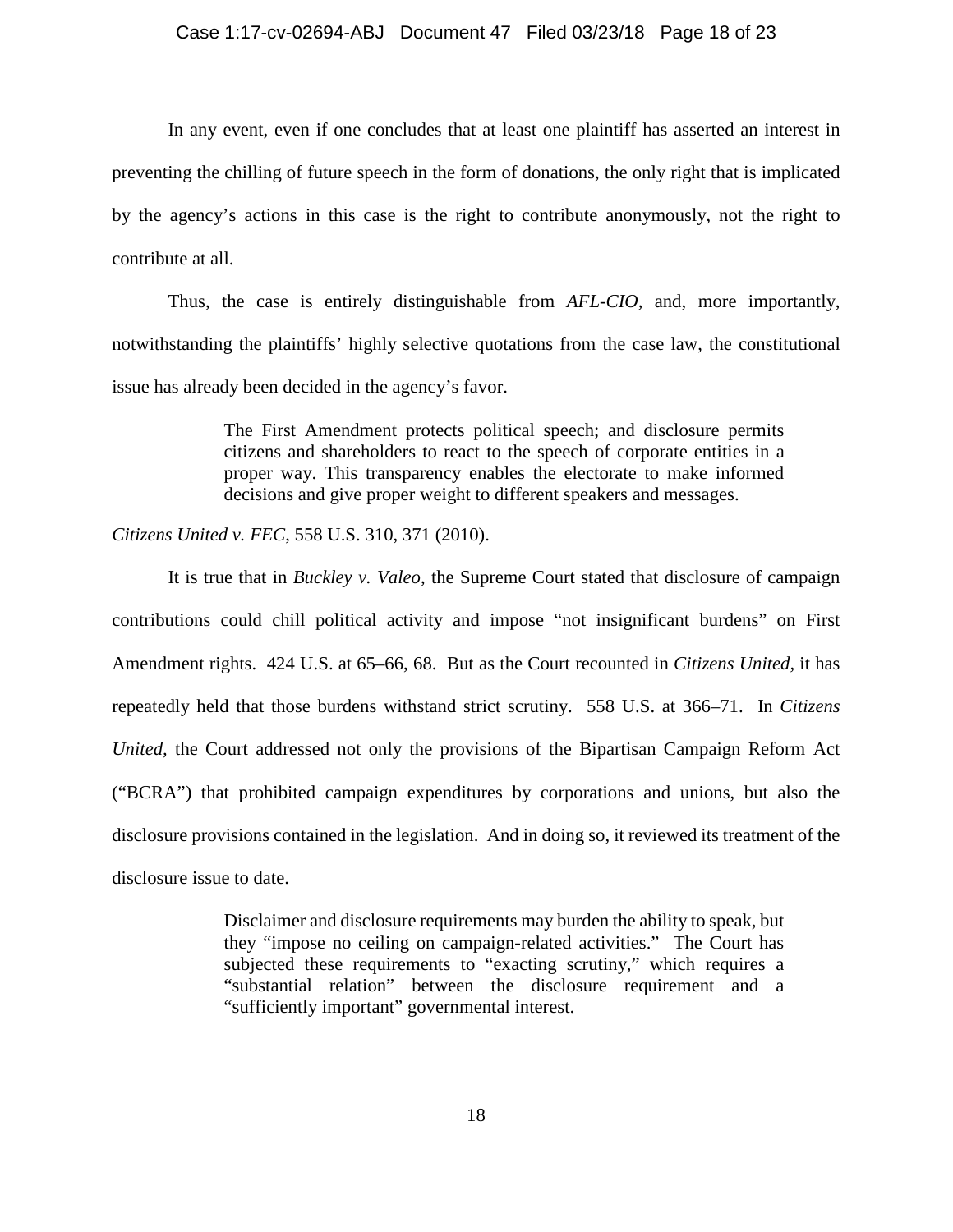In any event, even if one concludes that at least one plaintiff has asserted an interest in preventing the chilling of future speech in the form of donations, the only right that is implicated by the agency's actions in this case is the right to contribute anonymously, not the right to contribute at all.

Thus, the case is entirely distinguishable from *AFL-CIO*, and, more importantly, notwithstanding the plaintiffs' highly selective quotations from the case law, the constitutional issue has already been decided in the agency's favor.

> The First Amendment protects political speech; and disclosure permits citizens and shareholders to react to the speech of corporate entities in a proper way. This transparency enables the electorate to make informed decisions and give proper weight to different speakers and messages.

*Citizens United v. FEC*, 558 U.S. 310, 371 (2010).

It is true that in *Buckley v. Valeo*, the Supreme Court stated that disclosure of campaign contributions could chill political activity and impose "not insignificant burdens" on First Amendment rights. 424 U.S. at 65–66, 68. But as the Court recounted in *Citizens United*, it has repeatedly held that those burdens withstand strict scrutiny. 558 U.S. at 366–71. In *Citizens United*, the Court addressed not only the provisions of the Bipartisan Campaign Reform Act ("BCRA") that prohibited campaign expenditures by corporations and unions, but also the disclosure provisions contained in the legislation. And in doing so, it reviewed its treatment of the disclosure issue to date.

> Disclaimer and disclosure requirements may burden the ability to speak, but they "impose no ceiling on campaign-related activities." The Court has subjected these requirements to "exacting scrutiny," which requires a "substantial relation" between the disclosure requirement and a "sufficiently important" governmental interest.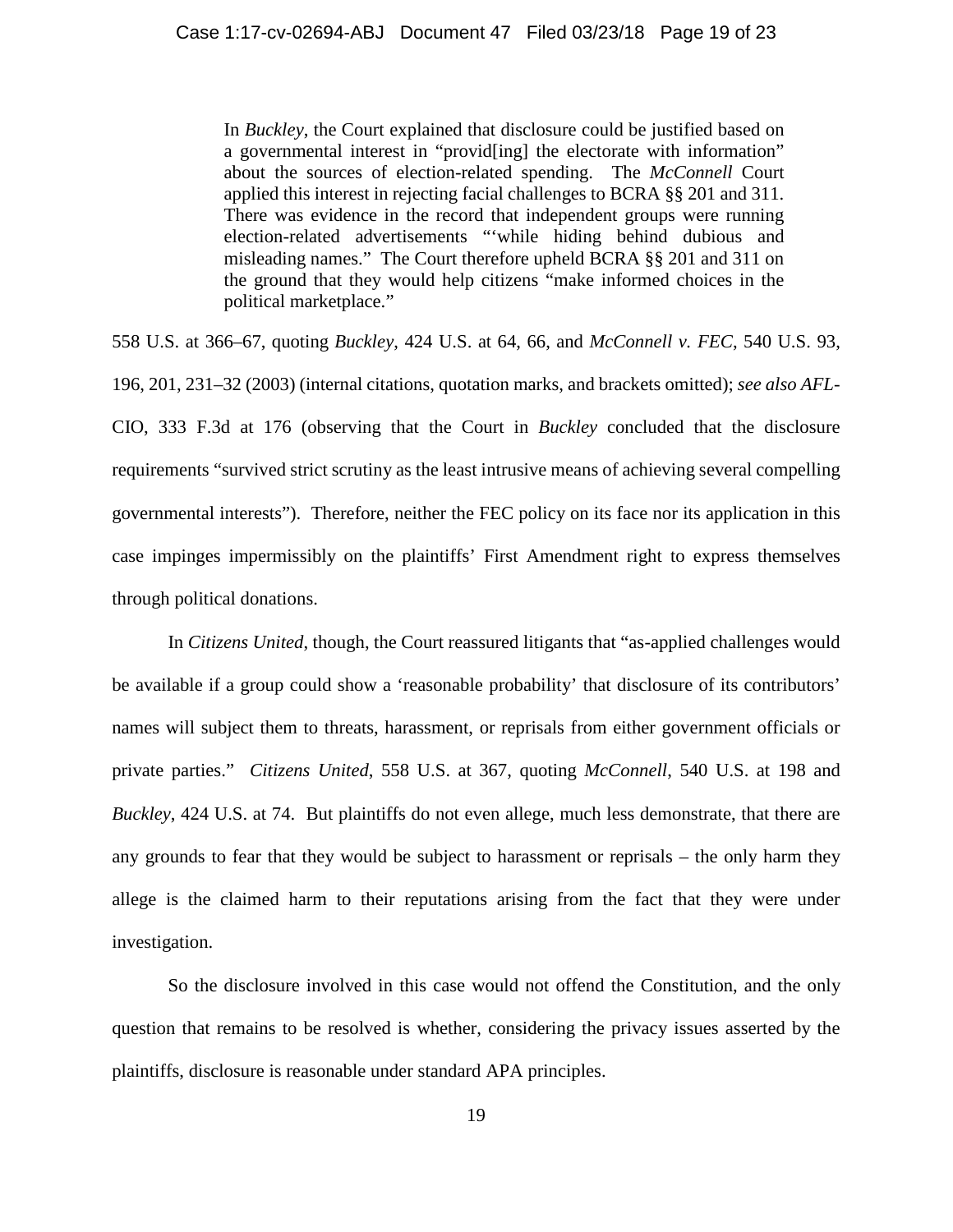> In *Buckley*, the Court explained that disclosure could be justified based on a governmental interest in "provid[ing] the electorate with information" about the sources of election-related spending. The *McConnell* Court applied this interest in rejecting facial challenges to BCRA §§ 201 and 311. There was evidence in the record that independent groups were running election-related advertisements "'while hiding behind dubious and misleading names." The Court therefore upheld BCRA §§ 201 and 311 on the ground that they would help citizens "make informed choices in the political marketplace."

558 U.S. at 366–67, quoting *Buckley*, 424 U.S. at 64, 66, and *McConnell v. FEC*, 540 U.S. 93, 196, 201, 231–32 (2003) (internal citations, quotation marks, and brackets omitted); *see also AFL-*CIO, 333 F.3d at 176 (observing that the Court in *Buckley* concluded that the disclosure requirements "survived strict scrutiny as the least intrusive means of achieving several compelling governmental interests"). Therefore, neither the FEC policy on its face nor its application in this case impinges impermissibly on the plaintiffs' First Amendment right to express themselves through political donations.

In *Citizens United*, though, the Court reassured litigants that "as-applied challenges would be available if a group could show a 'reasonable probability' that disclosure of its contributors' names will subject them to threats, harassment, or reprisals from either government officials or private parties." *Citizens United*, 558 U.S. at 367, quoting *McConnell*, 540 U.S. at 198 and *Buckley*, 424 U.S. at 74. But plaintiffs do not even allege, much less demonstrate, that there are any grounds to fear that they would be subject to harassment or reprisals – the only harm they allege is the claimed harm to their reputations arising from the fact that they were under investigation.

So the disclosure involved in this case would not offend the Constitution, and the only question that remains to be resolved is whether, considering the privacy issues asserted by the plaintiffs, disclosure is reasonable under standard APA principles.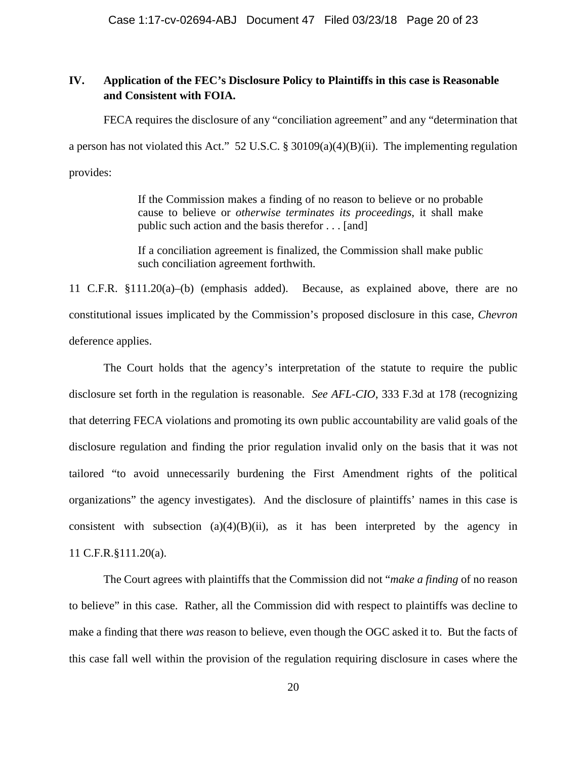## IV. Application of the FEC's Disclosure Policy to Plaintiffs in this case is Reasonable and Consistent with FOIA.

FECA requires the disclosure of any "conciliation agreement" and any "determination that a person has not violated this Act." 52 U.S.C. § 30109(a)(4)(B)(ii). The implementing regulation provides:

> If the Commission makes a finding of no reason to believe or no probable cause to believe or *otherwise terminates its proceedings*, it shall make public such action and the basis therefor . . . [and]
>
> If a conciliation agreement is finalized, the Commission shall make public such conciliation agreement forthwith.

11 C.F.R. §111.20(a)–(b) (emphasis added). Because, as explained above, there are no constitutional issues implicated by the Commission's proposed disclosure in this case, *Chevron* deference applies.

The Court holds that the agency's interpretation of the statute to require the public disclosure set forth in the regulation is reasonable. *See AFL-CIO*, 333 F.3d at 178 (recognizing that deterring FECA violations and promoting its own public accountability are valid goals of the disclosure regulation and finding the prior regulation invalid only on the basis that it was not tailored "to avoid unnecessarily burdening the First Amendment rights of the political organizations" the agency investigates). And the disclosure of plaintiffs' names in this case is consistent with subsection (a)(4)(B)(ii), as it has been interpreted by the agency in 11 C.F.R.§111.20(a).

The Court agrees with plaintiffs that the Commission did not "*make a finding* of no reason to believe" in this case. Rather, all the Commission did with respect to plaintiffs was decline to make a finding that there *was* reason to believe, even though the OGC asked it to. But the facts of this case fall well within the provision of the regulation requiring disclosure in cases where the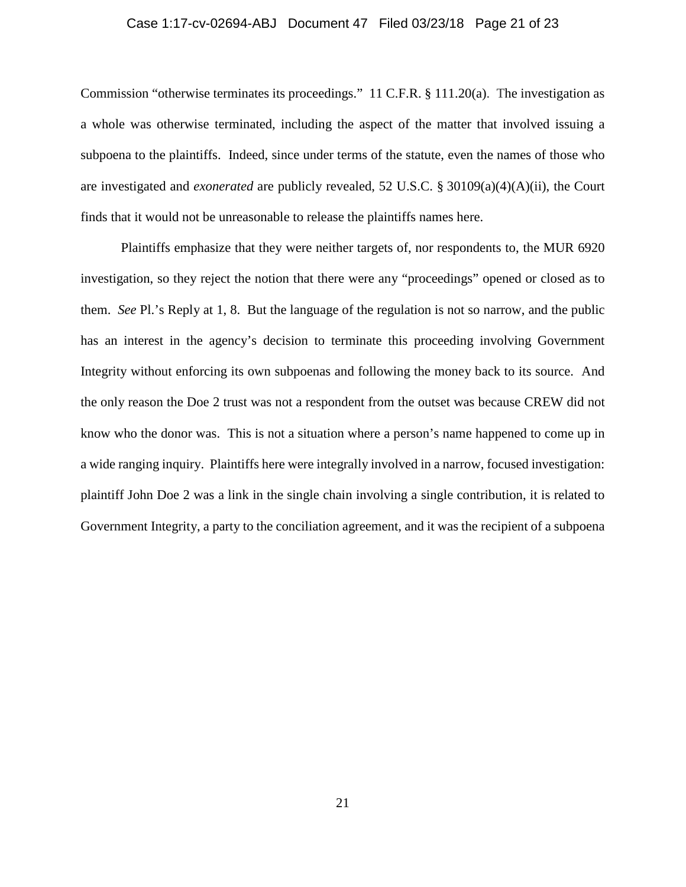Commission "otherwise terminates its proceedings." 11 C.F.R. § 111.20(a). The investigation as a whole was otherwise terminated, including the aspect of the matter that involved issuing a subpoena to the plaintiffs. Indeed, since under terms of the statute, even the names of those who are investigated and *exonerated* are publicly revealed, 52 U.S.C. § 30109(a)(4)(A)(ii), the Court finds that it would not be unreasonable to release the plaintiffs names here.

Plaintiffs emphasize that they were neither targets of, nor respondents to, the MUR 6920 investigation, so they reject the notion that there were any "proceedings" opened or closed as to them. *See* Pl.'s Reply at 1, 8. But the language of the regulation is not so narrow, and the public has an interest in the agency's decision to terminate this proceeding involving Government Integrity without enforcing its own subpoenas and following the money back to its source. And the only reason the Doe 2 trust was not a respondent from the outset was because CREW did not know who the donor was. This is not a situation where a person's name happened to come up in a wide ranging inquiry. Plaintiffs here were integrally involved in a narrow, focused investigation: plaintiff John Doe 2 was a link in the single chain involving a single contribution, it is related to Government Integrity, a party to the conciliation agreement, and it was the recipient of a subpoena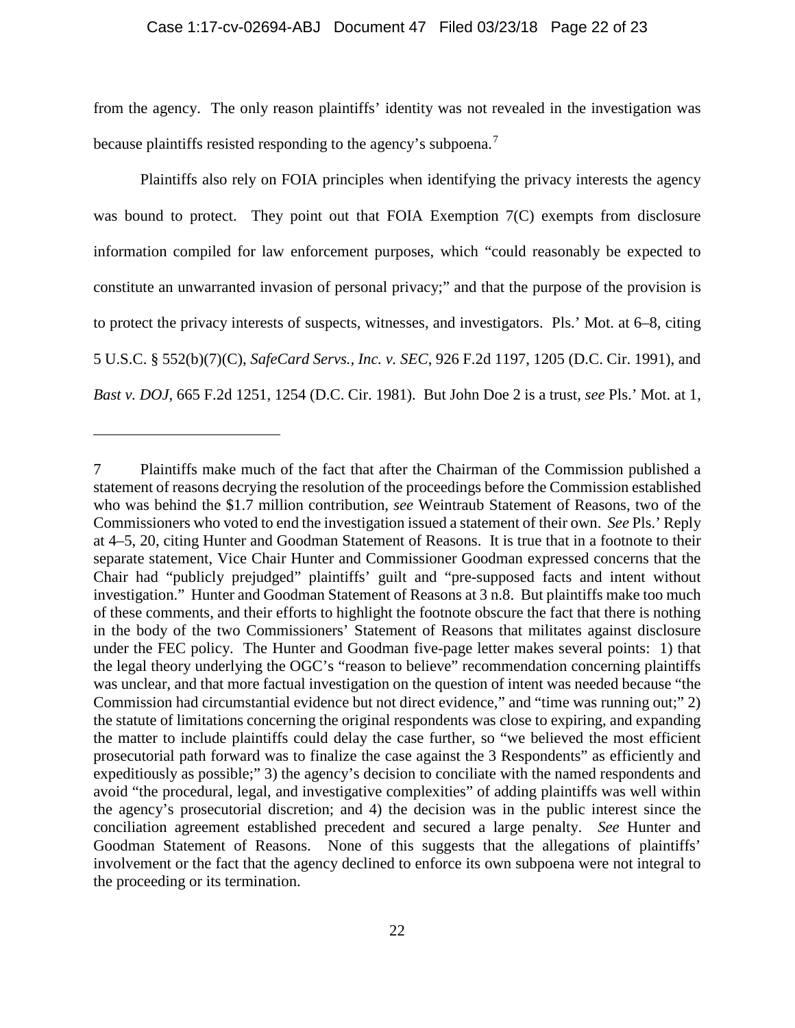from the agency. The only reason plaintiffs' identity was not revealed in the investigation was because plaintiffs resisted responding to the agency's subpoena.[7]

Plaintiffs also rely on FOIA principles when identifying the privacy interests the agency was bound to protect. They point out that FOIA Exemption 7(C) exempts from disclosure information compiled for law enforcement purposes, which "could reasonably be expected to constitute an unwarranted invasion of personal privacy;" and that the purpose of the provision is to protect the privacy interests of suspects, witnesses, and investigators. Pls.' Mot. at 6–8, citing 5 U.S.C. § 552(b)(7)(C), *SafeCard Servs., Inc. v. SEC*, 926 F.2d 1197, 1205 (D.C. Cir. 1991), and *Bast v. DOJ*, 665 F.2d 1251, 1254 (D.C. Cir. 1981). But John Doe 2 is a trust, *see* Pls.' Mot. at 1,

---

7 Plaintiffs make much of the fact that after the Chairman of the Commission published a statement of reasons decrying the resolution of the proceedings before the Commission established who was behind the $1.7 million contribution, *see* Weintraub Statement of Reasons, two of the Commissioners who voted to end the investigation issued a statement of their own. *See* Pls.' Reply at 4–5, 20, citing Hunter and Goodman Statement of Reasons. It is true that in a footnote to their separate statement, Vice Chair Hunter and Commissioner Goodman expressed concerns that the Chair had "publicly prejudged" plaintiffs' guilt and "pre-supposed facts and intent without investigation." Hunter and Goodman Statement of Reasons at 3 n.8. But plaintiffs make too much of these comments, and their efforts to highlight the footnote obscure the fact that there is nothing in the body of the two Commissioners' Statement of Reasons that militates against disclosure under the FEC policy. The Hunter and Goodman five-page letter makes several points: 1) that the legal theory underlying the OGC's "reason to believe" recommendation concerning plaintiffs was unclear, and that more factual investigation on the question of intent was needed because "the Commission had circumstantial evidence but not direct evidence," and "time was running out;" 2) the statute of limitations concerning the original respondents was close to expiring, and expanding the matter to include plaintiffs could delay the case further, so "we believed the most efficient prosecutorial path forward was to finalize the case against the 3 Respondents" as efficiently and expeditiously as possible;" 3) the agency's decision to conciliate with the named respondents and avoid "the procedural, legal, and investigative complexities" of adding plaintiffs was well within the agency's prosecutorial discretion; and 4) the decision was in the public interest since the conciliation agreement established precedent and secured a large penalty. *See* Hunter and Goodman Statement of Reasons. None of this suggests that the allegations of plaintiffs' involvement or the fact that the agency declined to enforce its own subpoena were not integral to the proceeding or its termination.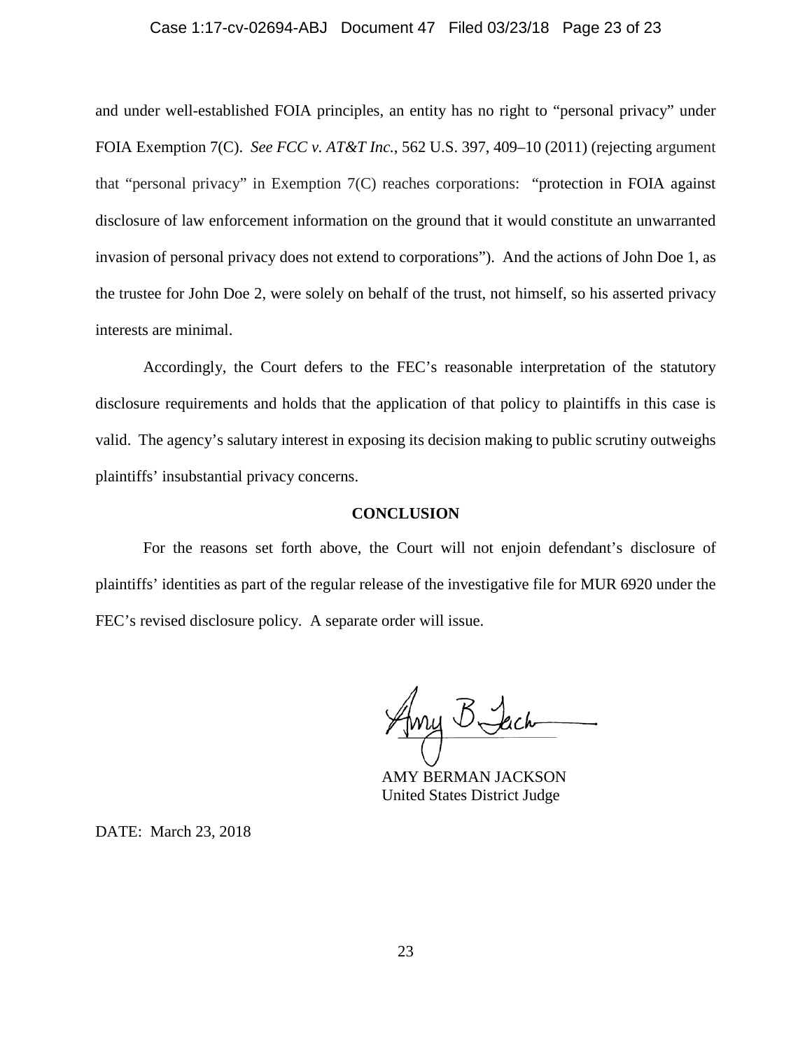and under well-established FOIA principles, an entity has no right to "personal privacy" under FOIA Exemption 7(C). *See FCC v. AT&T Inc.*, 562 U.S. 397, 409–10 (2011) (rejecting argument that "personal privacy" in Exemption 7(C) reaches corporations: "protection in FOIA against disclosure of law enforcement information on the ground that it would constitute an unwarranted invasion of personal privacy does not extend to corporations"). And the actions of John Doe 1, as the trustee for John Doe 2, were solely on behalf of the trust, not himself, so his asserted privacy interests are minimal.

Accordingly, the Court defers to the FEC's reasonable interpretation of the statutory disclosure requirements and holds that the application of that policy to plaintiffs in this case is valid. The agency's salutary interest in exposing its decision making to public scrutiny outweighs plaintiffs' insubstantial privacy concerns.

**CONCLUSION**

For the reasons set forth above, the Court will not enjoin defendant's disclosure of plaintiffs' identities as part of the regular release of the investigative file for MUR 6920 under the FEC's revised disclosure policy. A separate order will issue.

AMY BERMAN JACKSON
United States District Judge

DATE: March 23, 2018